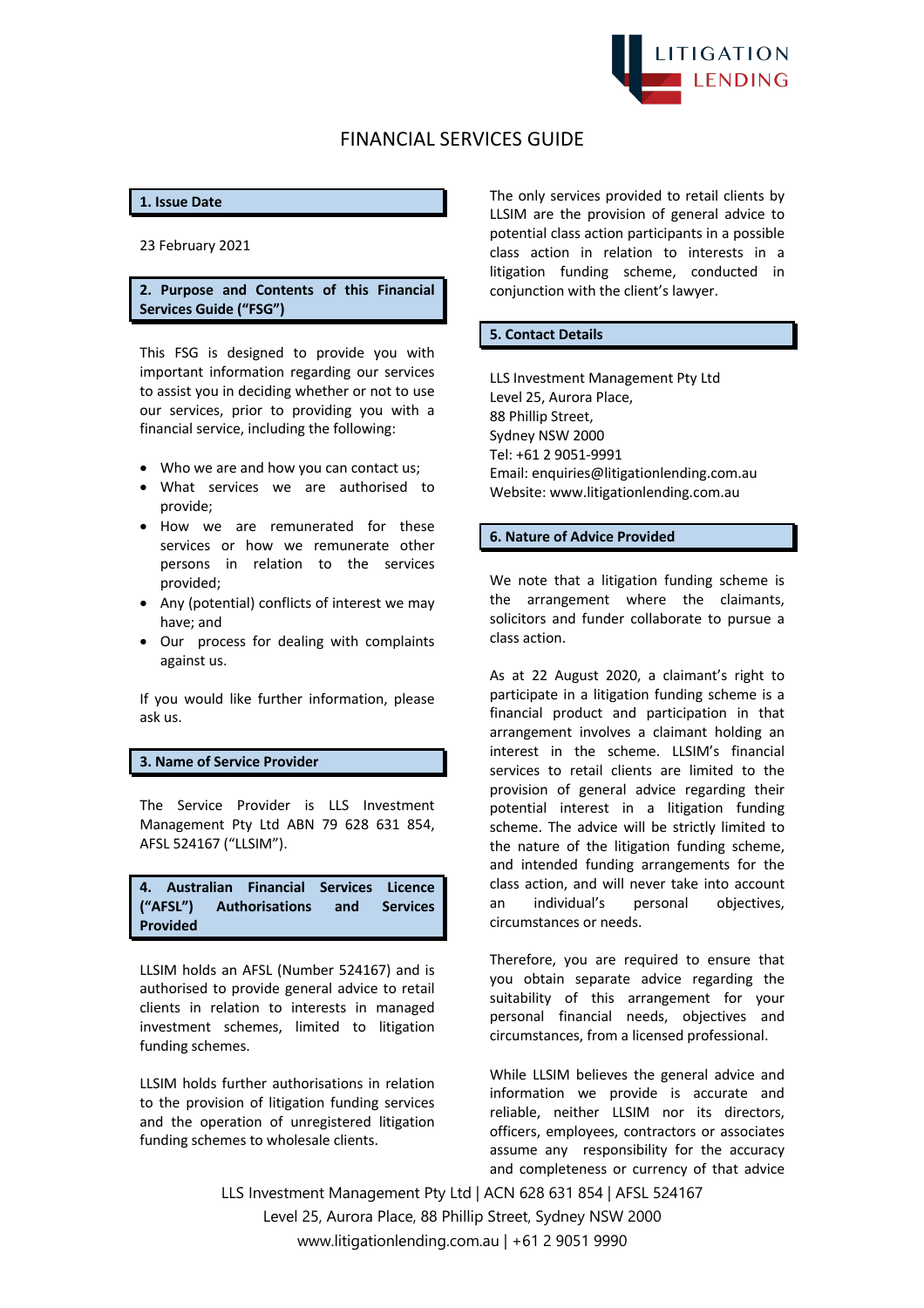# FINANCIAL SERVICES GUIDE

## 1. Issue Date

23 February 2021

## 2. Purpose and Contents of this Financial Services Guide ("FSG")

This FSG is designed to provide you with important information regarding our services to assist you in deciding whether or not to use our services, prior to providing you with a financial service, including the following:

- Who we are and how you can contact us;
- What services we are authorised to provide;
- How we are remunerated for these services or how we remunerate other persons in relation to the services provided;
- Any (potential) conflicts of interest we may have; and
- Our process for dealing with complaints against us.

If you would like further information, please ask us.

## 3. Name of Service Provider

The Service Provider is LLS Investment Management Pty Ltd ABN 79 628 631 854, AFSL 524167 ("LLSIM").

## 4. Australian Financial Services Licence ("AFSL") Authorisations and Services Provided

LLSIM holds an AFSL (Number 524167) and is authorised to provide general advice to retail clients in relation to interests in managed investment schemes, limited to litigation funding schemes.

LLSIM holds further authorisations in relation to the provision of litigation funding services and the operation of unregistered litigation funding schemes to wholesale clients.

The only services provided to retail clients by LLSIM are the provision of general advice to potential class action participants in a possible class action in relation to interests in a litigation funding scheme, conducted in conjunction with the client's lawyer.

## 5. Contact Details

LLS Investment Management Pty Ltd
Level 25, Aurora Place,
88 Phillip Street,
Sydney NSW 2000
Tel: +61 2 9051-9991
Email: enquiries@litigationlending.com.au
Website: www.litigationlending.com.au

## 6. Nature of Advice Provided

We note that a litigation funding scheme is the arrangement where the claimants, solicitors and funder collaborate to pursue a class action.

As at 22 August 2020, a claimant's right to participate in a litigation funding scheme is a financial product and participation in that arrangement involves a claimant holding an interest in the scheme. LLSIM's financial services to retail clients are limited to the provision of general advice regarding their potential interest in a litigation funding scheme. The advice will be strictly limited to the nature of the litigation funding scheme, and intended funding arrangements for the class action, and will never take into account an individual's personal objectives, circumstances or needs.

Therefore, you are required to ensure that you obtain separate advice regarding the suitability of this arrangement for your personal financial needs, objectives and circumstances, from a licensed professional.

While LLSIM believes the general advice and information we provide is accurate and reliable, neither LLSIM nor its directors, officers, employees, contractors or associates assume any responsibility for the accuracy and completeness or currency of that advice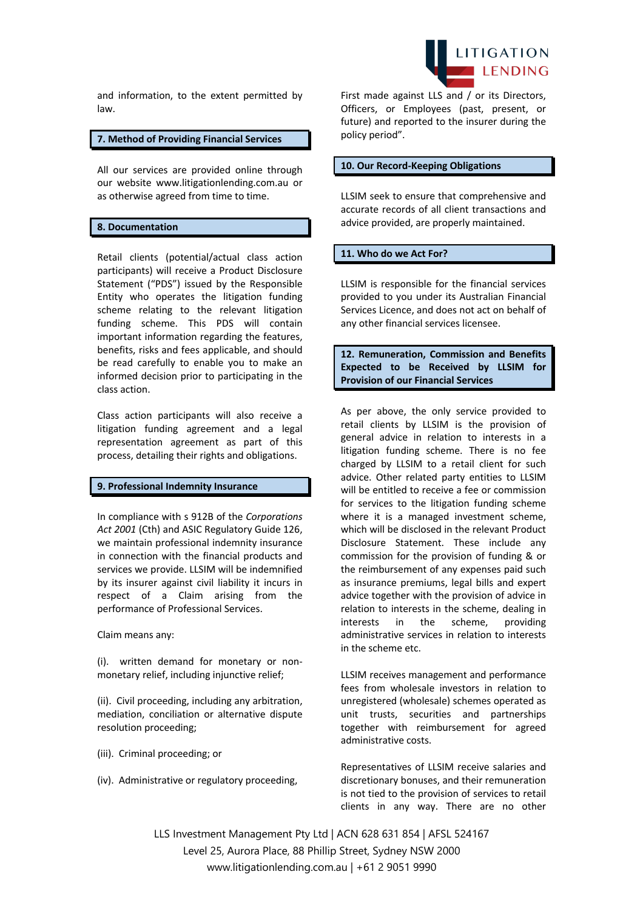and information, to the extent permitted by law.

## 7. Method of Providing Financial Services

All our services are provided online through our website www.litigationlending.com.au or as otherwise agreed from time to time.

## 8. Documentation

Retail clients (potential/actual class action participants) will receive a Product Disclosure Statement ("PDS") issued by the Responsible Entity who operates the litigation funding scheme relating to the relevant litigation funding scheme. This PDS will contain important information regarding the features, benefits, risks and fees applicable, and should be read carefully to enable you to make an informed decision prior to participating in the class action.

Class action participants will also receive a litigation funding agreement and a legal representation agreement as part of this process, detailing their rights and obligations.

## 9. Professional Indemnity Insurance

In compliance with s 912B of the *Corporations Act 2001* (Cth) and ASIC Regulatory Guide 126, we maintain professional indemnity insurance in connection with the financial products and services we provide. LLSIM will be indemnified by its insurer against civil liability it incurs in respect of a Claim arising from the performance of Professional Services.

Claim means any:

(i). written demand for monetary or non-monetary relief, including injunctive relief;

(ii). Civil proceeding, including any arbitration, mediation, conciliation or alternative dispute resolution proceeding;

(iii). Criminal proceeding; or

(iv). Administrative or regulatory proceeding,

First made against LLS and / or its Directors, Officers, or Employees (past, present, or future) and reported to the insurer during the policy period".

## 10. Our Record-Keeping Obligations

LLSIM seek to ensure that comprehensive and accurate records of all client transactions and advice provided, are properly maintained.

## 11. Who do we Act For?

LLSIM is responsible for the financial services provided to you under its Australian Financial Services Licence, and does not act on behalf of any other financial services licensee.

## 12. Remuneration, Commission and Benefits Expected to be Received by LLSIM for Provision of our Financial Services

As per above, the only service provided to retail clients by LLSIM is the provision of general advice in relation to interests in a litigation funding scheme. There is no fee charged by LLSIM to a retail client for such advice. Other related party entities to LLSIM will be entitled to receive a fee or commission for services to the litigation funding scheme where it is a managed investment scheme, which will be disclosed in the relevant Product Disclosure Statement. These include any commission for the provision of funding & or the reimbursement of any expenses paid such as insurance premiums, legal bills and expert advice together with the provision of advice in relation to interests in the scheme, dealing in interests in the scheme, providing administrative services in relation to interests in the scheme etc.

LLSIM receives management and performance fees from wholesale investors in relation to unregistered (wholesale) schemes operated as unit trusts, securities and partnerships together with reimbursement for agreed administrative costs.

Representatives of LLSIM receive salaries and discretionary bonuses, and their remuneration is not tied to the provision of services to retail clients in any way. There are no other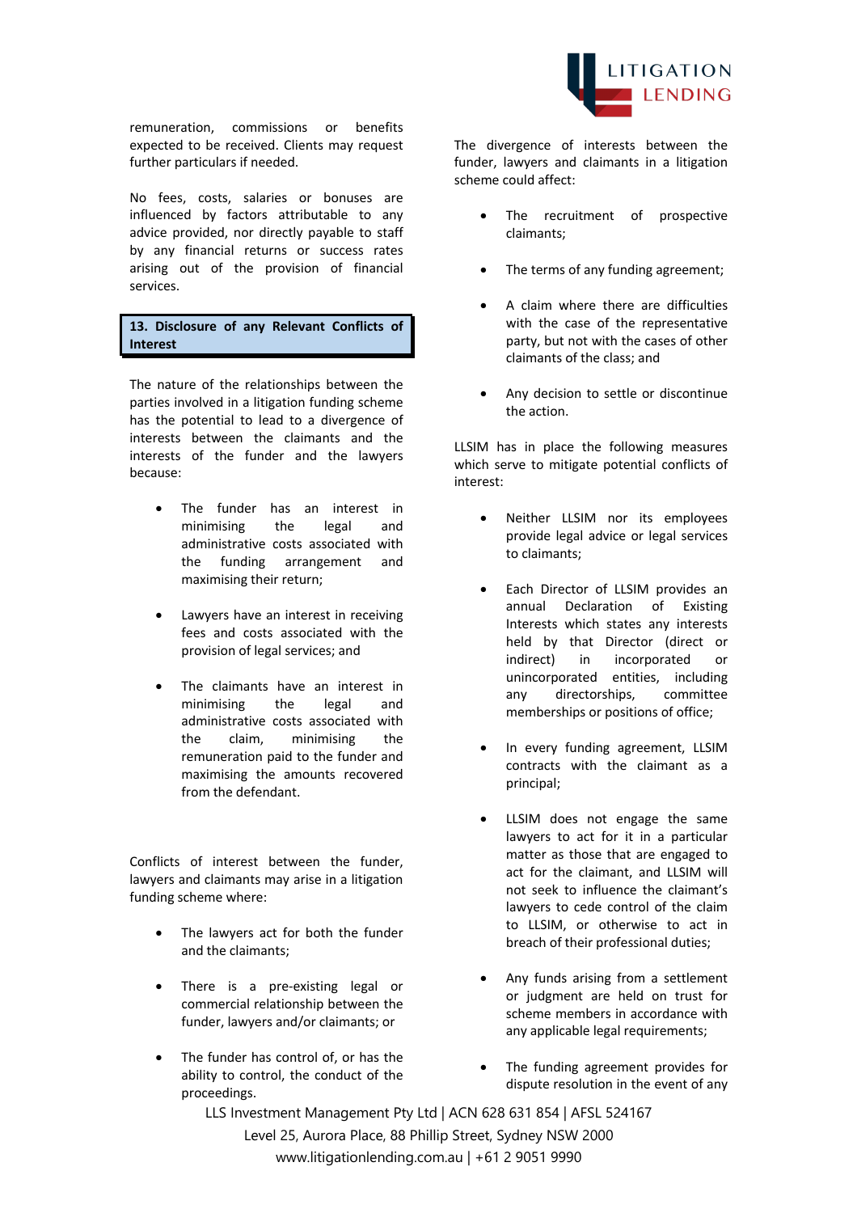remuneration, commissions or benefits expected to be received. Clients may request further particulars if needed.

No fees, costs, salaries or bonuses are influenced by factors attributable to any advice provided, nor directly payable to staff by any financial returns or success rates arising out of the provision of financial services.

## 13. Disclosure of any Relevant Conflicts of Interest

The nature of the relationships between the parties involved in a litigation funding scheme has the potential to lead to a divergence of interests between the claimants and the interests of the funder and the lawyers because:

- The funder has an interest in minimising the legal and administrative costs associated with the funding arrangement and maximising their return;
- Lawyers have an interest in receiving fees and costs associated with the provision of legal services; and
- The claimants have an interest in minimising the legal and administrative costs associated with the claim, minimising the remuneration paid to the funder and maximising the amounts recovered from the defendant.

Conflicts of interest between the funder, lawyers and claimants may arise in a litigation funding scheme where:

- The lawyers act for both the funder and the claimants;
- There is a pre-existing legal or commercial relationship between the funder, lawyers and/or claimants; or
- The funder has control of, or has the ability to control, the conduct of the proceedings.

The divergence of interests between the funder, lawyers and claimants in a litigation scheme could affect:

- The recruitment of prospective claimants;
- The terms of any funding agreement;
- A claim where there are difficulties with the case of the representative party, but not with the cases of other claimants of the class; and
- Any decision to settle or discontinue the action.

LLSIM has in place the following measures which serve to mitigate potential conflicts of interest:

- Neither LLSIM nor its employees provide legal advice or legal services to claimants;
- Each Director of LLSIM provides an annual Declaration of Existing Interests which states any interests held by that Director (direct or indirect) in incorporated or unincorporated entities, including any directorships, committee memberships or positions of office;
- In every funding agreement, LLSIM contracts with the claimant as a principal;
- LLSIM does not engage the same lawyers to act for it in a particular matter as those that are engaged to act for the claimant, and LLSIM will not seek to influence the claimant's lawyers to cede control of the claim to LLSIM, or otherwise to act in breach of their professional duties;
- Any funds arising from a settlement or judgment are held on trust for scheme members in accordance with any applicable legal requirements;
- The funding agreement provides for dispute resolution in the event of any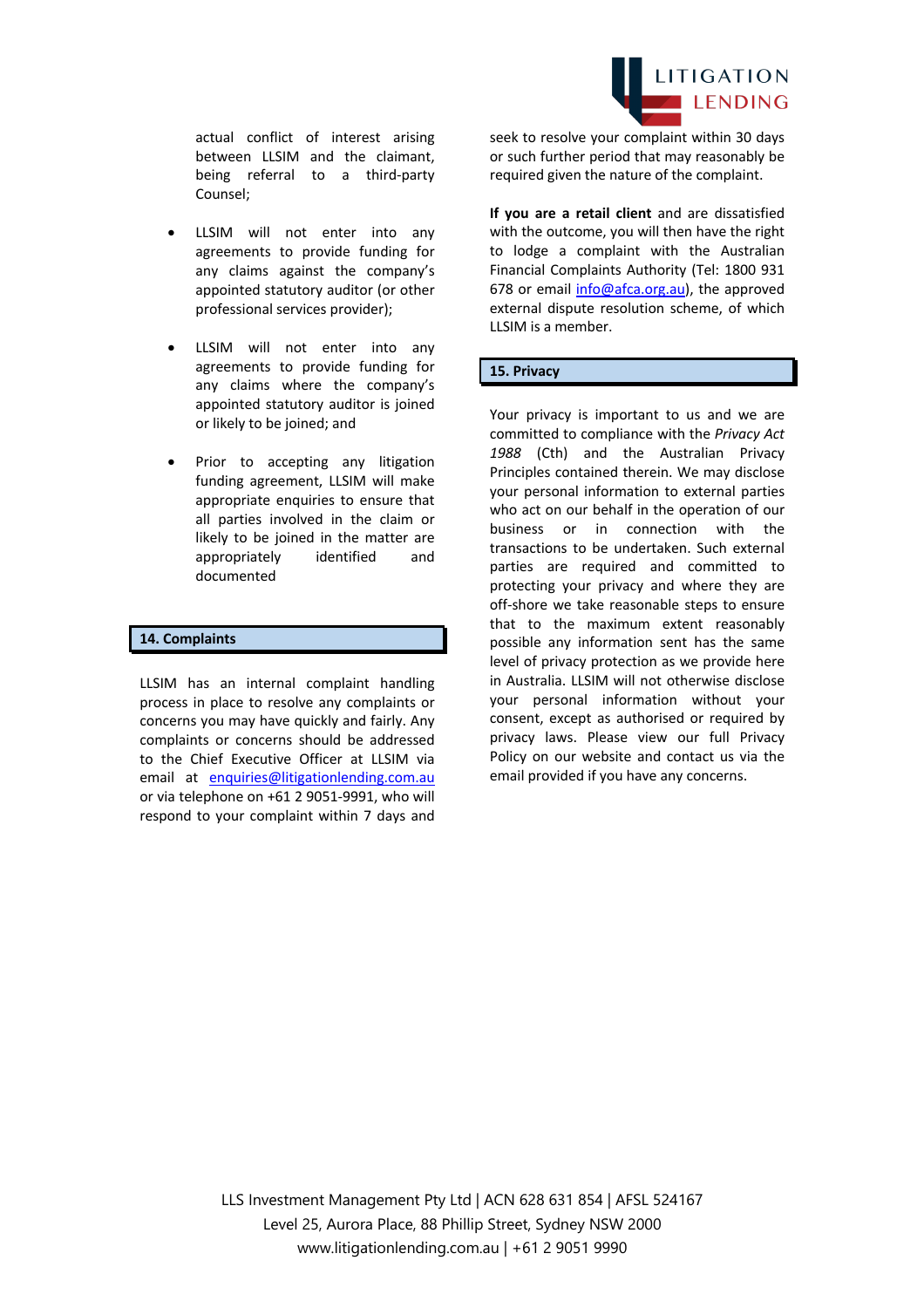actual conflict of interest arising between LLSIM and the claimant, being referral to a third-party Counsel;

- LLSIM will not enter into any agreements to provide funding for any claims against the company's appointed statutory auditor (or other professional services provider);
- LLSIM will not enter into any agreements to provide funding for any claims where the company's appointed statutory auditor is joined or likely to be joined; and
- Prior to accepting any litigation funding agreement, LLSIM will make appropriate enquiries to ensure that all parties involved in the claim or likely to be joined in the matter are appropriately identified and documented

## 14. Complaints

LLSIM has an internal complaint handling process in place to resolve any complaints or concerns you may have quickly and fairly. Any complaints or concerns should be addressed to the Chief Executive Officer at LLSIM via email at enquiries@litigationlending.com.au or via telephone on +61 2 9051-9991, who will respond to your complaint within 7 days and seek to resolve your complaint within 30 days or such further period that may reasonably be required given the nature of the complaint.

**If you are a retail client** and are dissatisfied with the outcome, you will then have the right to lodge a complaint with the Australian Financial Complaints Authority (Tel: 1800 931 678 or email info@afca.org.au), the approved external dispute resolution scheme, of which LLSIM is a member.

## 15. Privacy

Your privacy is important to us and we are committed to compliance with the *Privacy Act 1988* (Cth) and the Australian Privacy Principles contained therein. We may disclose your personal information to external parties who act on our behalf in the operation of our business or in connection with the transactions to be undertaken. Such external parties are required and committed to protecting your privacy and where they are off-shore we take reasonable steps to ensure that to the maximum extent reasonably possible any information sent has the same level of privacy protection as we provide here in Australia. LLSIM will not otherwise disclose your personal information without your consent, except as authorised or required by privacy laws. Please view our full Privacy Policy on our website and contact us via the email provided if you have any concerns.

LLS Investment Management Pty Ltd | ACN 628 631 854 | AFSL 524167
Level 25, Aurora Place, 88 Phillip Street, Sydney NSW 2000
www.litigationlending.com.au | +61 2 9051 9990